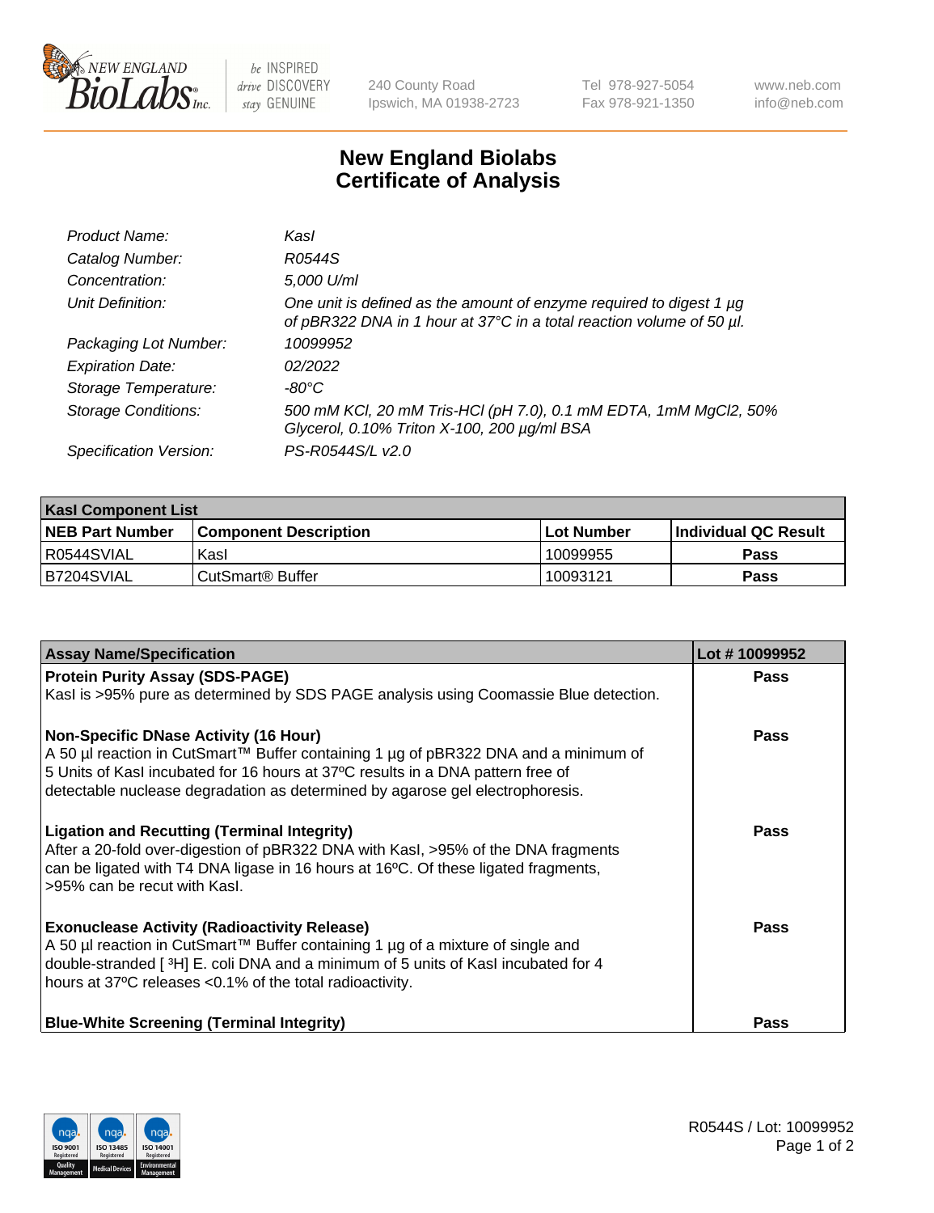# New England Biolabs Certificate of Analysis

| | |
|---|---|
| *Product Name:* | *KasI* |
| *Catalog Number:* | *R0544S* |
| *Concentration:* | *5,000 U/ml* |
| *Unit Definition:* | *One unit is defined as the amount of enzyme required to digest 1 µg of pBR322 DNA in 1 hour at 37°C in a total reaction volume of 50 µl.* |
| *Packaging Lot Number:* | *10099952* |
| *Expiration Date:* | *02/2022* |
| *Storage Temperature:* | *-80°C* |
| *Storage Conditions:* | *500 mM KCl, 20 mM Tris-HCl (pH 7.0), 0.1 mM EDTA, 1mM MgCl2, 50% Glycerol, 0.10% Triton X-100, 200 µg/ml BSA* |
| *Specification Version:* | *PS-R0544S/L v2.0* |

| KasI Component List | | | |
|---|---|---|---|
| **NEB Part Number** | **Component Description** | **Lot Number** | **Individual QC Result** |
| R0544SVIAL | KasI | 10099955 | **Pass** |
| B7204SVIAL | CutSmart® Buffer | 10093121 | **Pass** |

| Assay Name/Specification | Lot # 10099952 |
|---|---|
| **Protein Purity Assay (SDS-PAGE)**<br>KasI is >95% pure as determined by SDS PAGE analysis using Coomassie Blue detection. | **Pass** |
| **Non-Specific DNase Activity (16 Hour)**<br>A 50 µl reaction in CutSmart™ Buffer containing 1 µg of pBR322 DNA and a minimum of 5 Units of KasI incubated for 16 hours at 37ºC results in a DNA pattern free of detectable nuclease degradation as determined by agarose gel electrophoresis. | **Pass** |
| **Ligation and Recutting (Terminal Integrity)**<br>After a 20-fold over-digestion of pBR322 DNA with KasI, >95% of the DNA fragments can be ligated with T4 DNA ligase in 16 hours at 16ºC. Of these ligated fragments, >95% can be recut with KasI. | **Pass** |
| **Exonuclease Activity (Radioactivity Release)**<br>A 50 µl reaction in CutSmart™ Buffer containing 1 µg of a mixture of single and double-stranded [ $^{3}$H] E. coli DNA and a minimum of 5 units of KasI incubated for 4 hours at 37ºC releases <0.1% of the total radioactivity. | **Pass** |
| **Blue-White Screening (Terminal Integrity)** | **Pass** |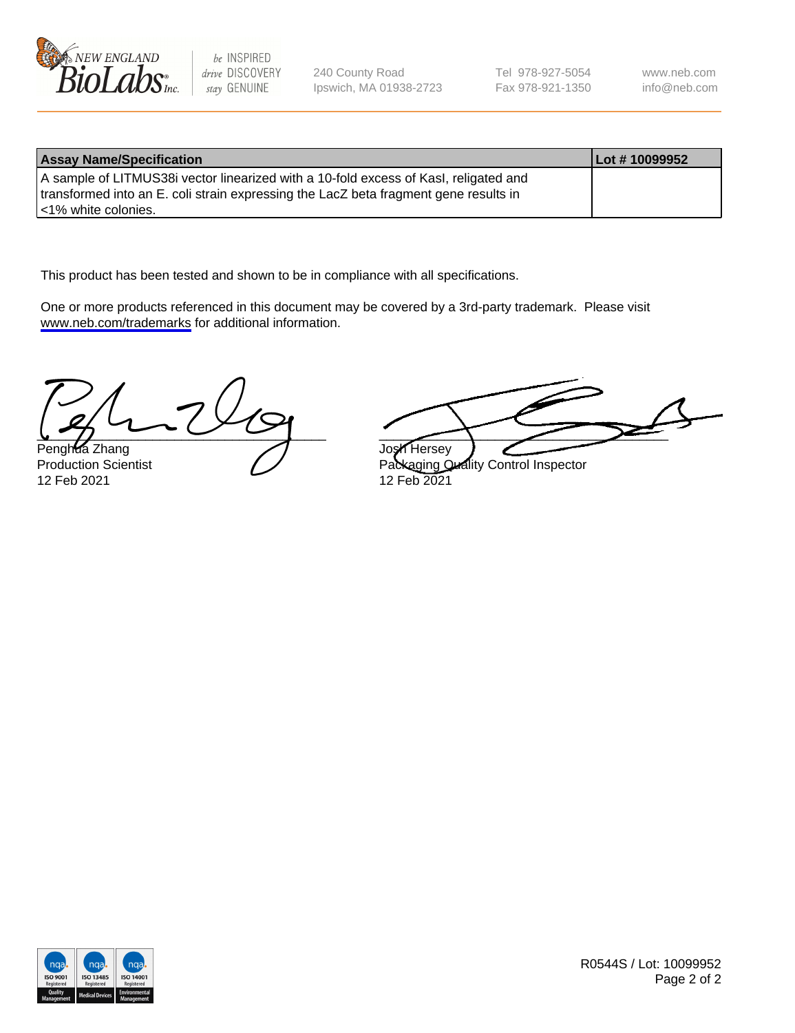| Assay Name/Specification | Lot # 10099952 |
| --- | --- |
| A sample of LITMUS38i vector linearized with a 10-fold excess of KasI, religated and transformed into an E. coli strain expressing the LacZ beta fragment gene results in <1% white colonies. | |

This product has been tested and shown to be in compliance with all specifications.

One or more products referenced in this document may be covered by a 3rd-party trademark. Please visit www.neb.com/trademarks for additional information.

Penghua Zhang
Production Scientist
12 Feb 2021

Josh Hersey
Packaging Quality Control Inspector
12 Feb 2021

R0544S / Lot: 10099952